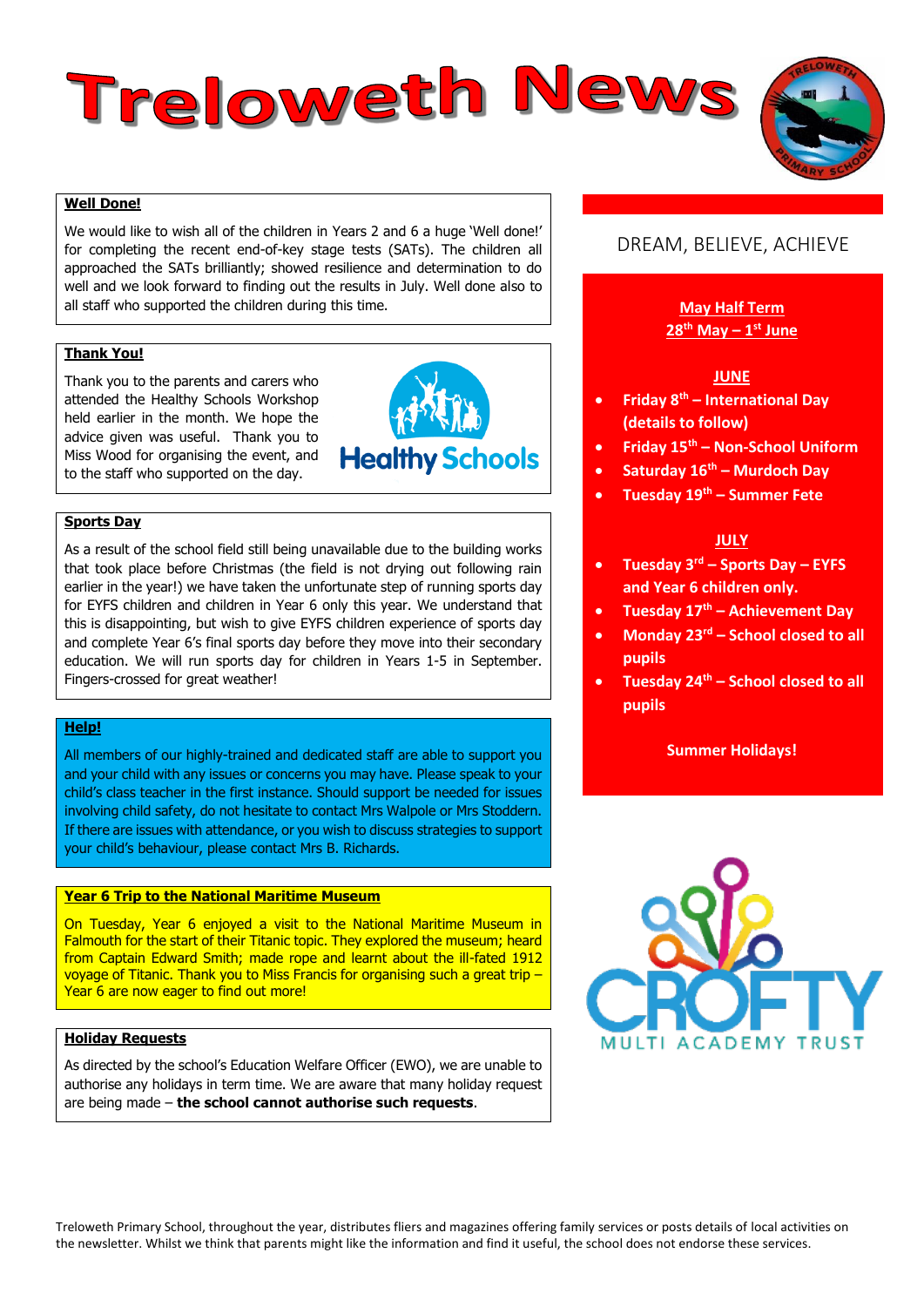# Treloweth News

## Well Done!

We would like to wish all of the children in Years 2 and 6 a huge 'Well done!' for completing the recent end-of-key stage tests (SATs). The children all approached the SATs brilliantly; showed resilience and determination to do well and we look forward to finding out the results in July. Well done also to all staff who supported the children during this time.

## Thank You!

Thank you to the parents and carers who attended the Healthy Schools Workshop held earlier in the month. We hope the advice given was useful. Thank you to Miss Wood for organising the event, and to the staff who supported on the day.

## Sports Day

As a result of the school field still being unavailable due to the building works that took place before Christmas (the field is not drying out following rain earlier in the year!) we have taken the unfortunate step of running sports day for EYFS children and children in Year 6 only this year. We understand that this is disappointing, but wish to give EYFS children experience of sports day and complete Year 6's final sports day before they move into their secondary education. We will run sports day for children in Years 1-5 in September. Fingers-crossed for great weather!

## Help!

All members of our highly-trained and dedicated staff are able to support you and your child with any issues or concerns you may have. Please speak to your child's class teacher in the first instance. Should support be needed for issues involving child safety, do not hesitate to contact Mrs Walpole or Mrs Stoddern. If there are issues with attendance, or you wish to discuss strategies to support your child's behaviour, please contact Mrs B. Richards.

## Year 6 Trip to the National Maritime Museum

On Tuesday, Year 6 enjoyed a visit to the National Maritime Museum in Falmouth for the start of their Titanic topic. They explored the museum; heard from Captain Edward Smith; made rope and learnt about the ill-fated 1912 voyage of Titanic. Thank you to Miss Francis for organising such a great trip – Year 6 are now eager to find out more!

## Holiday Requests

As directed by the school's Education Welfare Officer (EWO), we are unable to authorise any holidays in term time. We are aware that many holiday request are being made – **the school cannot authorise such requests**.

---

DREAM, BELIEVE, ACHIEVE

**May Half Term**
**28th May – 1st June**

**JUNE**

- **Friday 8th – International Day (details to follow)**
- **Friday 15th – Non-School Uniform**
- **Saturday 16th – Murdoch Day**
- **Tuesday 19th – Summer Fete**

**JULY**

- **Tuesday 3rd – Sports Day – EYFS and Year 6 children only.**
- **Tuesday 17th – Achievement Day**
- **Monday 23rd – School closed to all pupils**
- **Tuesday 24th – School closed to all pupils**

**Summer Holidays!**

CROFTY MULTI ACADEMY TRUST

---

Treloweth Primary School, throughout the year, distributes fliers and magazines offering family services or posts details of local activities on the newsletter. Whilst we think that parents might like the information and find it useful, the school does not endorse these services.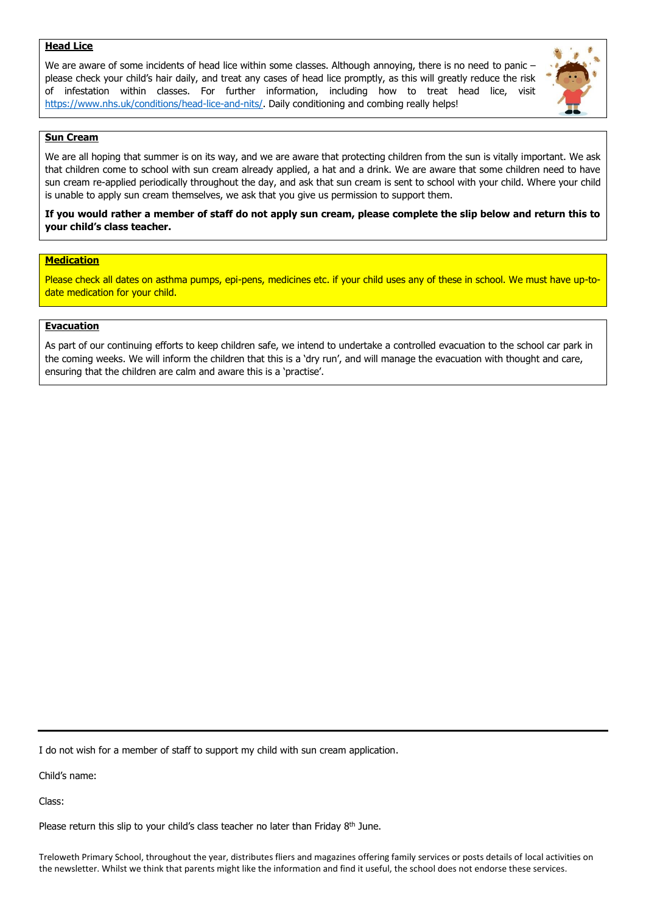**Head Lice**

We are aware of some incidents of head lice within some classes. Although annoying, there is no need to panic – please check your child's hair daily, and treat any cases of head lice promptly, as this will greatly reduce the risk of infestation within classes. For further information, including how to treat head lice, visit https://www.nhs.uk/conditions/head-lice-and-nits/. Daily conditioning and combing really helps!

**Sun Cream**

We are all hoping that summer is on its way, and we are aware that protecting children from the sun is vitally important. We ask that children come to school with sun cream already applied, a hat and a drink. We are aware that some children need to have sun cream re-applied periodically throughout the day, and ask that sun cream is sent to school with your child. Where your child is unable to apply sun cream themselves, we ask that you give us permission to support them.

**If you would rather a member of staff do not apply sun cream, please complete the slip below and return this to your child's class teacher.**

**Medication**

Please check all dates on asthma pumps, epi-pens, medicines etc. if your child uses any of these in school. We must have up-to-date medication for your child.

**Evacuation**

As part of our continuing efforts to keep children safe, we intend to undertake a controlled evacuation to the school car park in the coming weeks. We will inform the children that this is a 'dry run', and will manage the evacuation with thought and care, ensuring that the children are calm and aware this is a 'practise'.

---

I do not wish for a member of staff to support my child with sun cream application.

Child's name:

Class:

Please return this slip to your child's class teacher no later than Friday 8th June.

Treloweth Primary School, throughout the year, distributes fliers and magazines offering family services or posts details of local activities on the newsletter. Whilst we think that parents might like the information and find it useful, the school does not endorse these services.